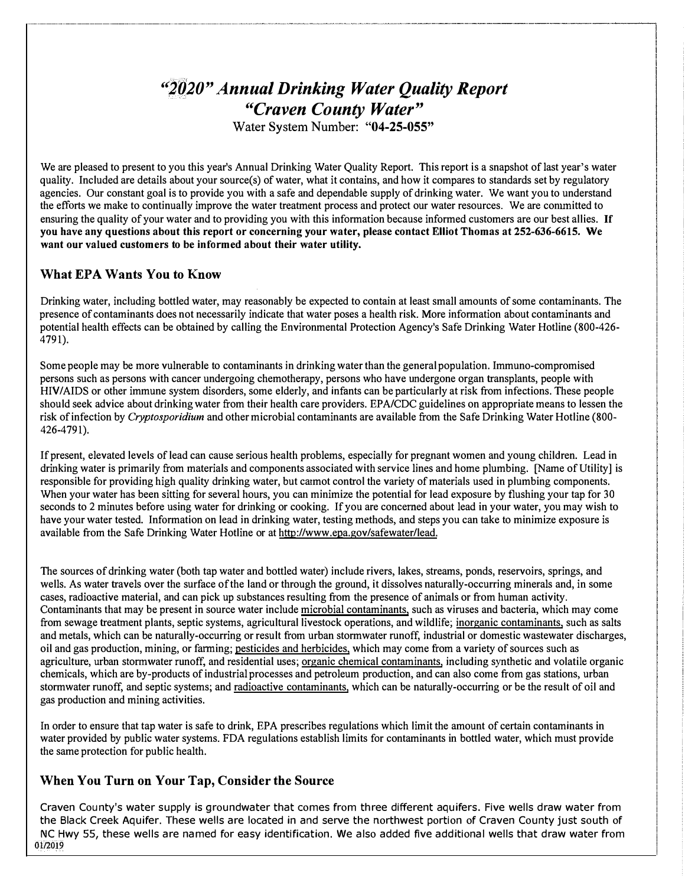# *"2020" Annual Drinking Water Quality Report*
# *"Craven County Water"*

Water System Number: **"04-25-055"**

We are pleased to present to you this year's Annual Drinking Water Quality Report. This report is a snapshot of last year's water quality. Included are details about your source(s) of water, what it contains, and how it compares to standards set by regulatory agencies. Our constant goal is to provide you with a safe and dependable supply of drinking water. We want you to understand the efforts we make to continually improve the water treatment process and protect our water resources. We are committed to ensuring the quality of your water and to providing you with this information because informed customers are our best allies. **If you have any questions about this report or concerning your water, please contact Elliot Thomas at 252-636-6615. We want our valued customers to be informed about their water utility.**

## What EPA Wants You to Know

Drinking water, including bottled water, may reasonably be expected to contain at least small amounts of some contaminants. The presence of contaminants does not necessarily indicate that water poses a health risk. More information about contaminants and potential health effects can be obtained by calling the Environmental Protection Agency's Safe Drinking Water Hotline (800-426-4791).

Some people may be more vulnerable to contaminants in drinking water than the general population. Immuno-compromised persons such as persons with cancer undergoing chemotherapy, persons who have undergone organ transplants, people with HIV/AIDS or other immune system disorders, some elderly, and infants can be particularly at risk from infections. These people should seek advice about drinking water from their health care providers. EPA/CDC guidelines on appropriate means to lessen the risk of infection by *Cryptosporidium* and other microbial contaminants are available from the Safe Drinking Water Hotline (800-426-4791).

If present, elevated levels of lead can cause serious health problems, especially for pregnant women and young children. Lead in drinking water is primarily from materials and components associated with service lines and home plumbing. [Name of Utility] is responsible for providing high quality drinking water, but cannot control the variety of materials used in plumbing components. When your water has been sitting for several hours, you can minimize the potential for lead exposure by flushing your tap for 30 seconds to 2 minutes before using water for drinking or cooking. If you are concerned about lead in your water, you may wish to have your water tested. Information on lead in drinking water, testing methods, and steps you can take to minimize exposure is available from the Safe Drinking Water Hotline or at http://www.epa.gov/safewater/lead.

The sources of drinking water (both tap water and bottled water) include rivers, lakes, streams, ponds, reservoirs, springs, and wells. As water travels over the surface of the land or through the ground, it dissolves naturally-occurring minerals and, in some cases, radioactive material, and can pick up substances resulting from the presence of animals or from human activity. Contaminants that may be present in source water include microbial contaminants, such as viruses and bacteria, which may come from sewage treatment plants, septic systems, agricultural livestock operations, and wildlife; inorganic contaminants, such as salts and metals, which can be naturally-occurring or result from urban stormwater runoff, industrial or domestic wastewater discharges, oil and gas production, mining, or farming; pesticides and herbicides, which may come from a variety of sources such as agriculture, urban stormwater runoff, and residential uses; organic chemical contaminants, including synthetic and volatile organic chemicals, which are by-products of industrial processes and petroleum production, and can also come from gas stations, urban stormwater runoff, and septic systems; and radioactive contaminants, which can be naturally-occurring or be the result of oil and gas production and mining activities.

In order to ensure that tap water is safe to drink, EPA prescribes regulations which limit the amount of certain contaminants in water provided by public water systems. FDA regulations establish limits for contaminants in bottled water, which must provide the same protection for public health.

## When You Turn on Your Tap, Consider the Source

Craven County's water supply is groundwater that comes from three different aquifers. Five wells draw water from the Black Creek Aquifer. These wells are located in and serve the northwest portion of Craven County just south of NC Hwy 55, these wells are named for easy identification. We also added five additional wells that draw water from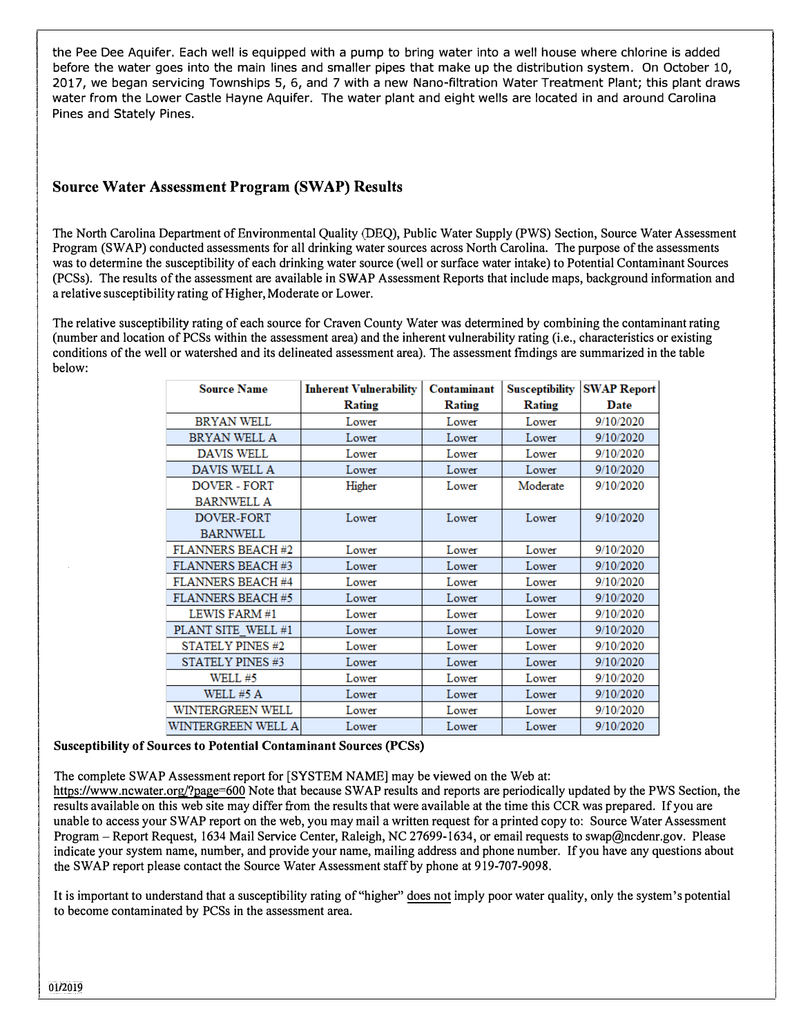the Pee Dee Aquifer. Each well is equipped with a pump to bring water into a well house where chlorine is added before the water goes into the main lines and smaller pipes that make up the distribution system. On October 10, 2017, we began servicing Townships 5, 6, and 7 with a new Nano-filtration Water Treatment Plant; this plant draws water from the Lower Castle Hayne Aquifer. The water plant and eight wells are located in and around Carolina Pines and Stately Pines.

## Source Water Assessment Program (SWAP) Results

The North Carolina Department of Environmental Quality (DEQ), Public Water Supply (PWS) Section, Source Water Assessment Program (SWAP) conducted assessments for all drinking water sources across North Carolina. The purpose of the assessments was to determine the susceptibility of each drinking water source (well or surface water intake) to Potential Contaminant Sources (PCSs). The results of the assessment are available in SWAP Assessment Reports that include maps, background information and a relative susceptibility rating of Higher, Moderate or Lower.

The relative susceptibility rating of each source for Craven County Water was determined by combining the contaminant rating (number and location of PCSs within the assessment area) and the inherent vulnerability rating (i.e., characteristics or existing conditions of the well or watershed and its delineated assessment area). The assessment findings are summarized in the table below:

| Source Name | Inherent Vulnerability Rating | Contaminant Rating | Susceptibility Rating | SWAP Report Date |
|---|---|---|---|---|
| BRYAN WELL | Lower | Lower | Lower | 9/10/2020 |
| BRYAN WELL A | Lower | Lower | Lower | 9/10/2020 |
| DAVIS WELL | Lower | Lower | Lower | 9/10/2020 |
| DAVIS WELL A | Lower | Lower | Lower | 9/10/2020 |
| DOVER - FORT BARNWELL A | Higher | Lower | Moderate | 9/10/2020 |
| DOVER-FORT BARNWELL | Lower | Lower | Lower | 9/10/2020 |
| FLANNERS BEACH #2 | Lower | Lower | Lower | 9/10/2020 |
| FLANNERS BEACH #3 | Lower | Lower | Lower | 9/10/2020 |
| FLANNERS BEACH #4 | Lower | Lower | Lower | 9/10/2020 |
| FLANNERS BEACH #5 | Lower | Lower | Lower | 9/10/2020 |
| LEWIS FARM #1 | Lower | Lower | Lower | 9/10/2020 |
| PLANT SITE_WELL #1 | Lower | Lower | Lower | 9/10/2020 |
| STATELY PINES #2 | Lower | Lower | Lower | 9/10/2020 |
| STATELY PINES #3 | Lower | Lower | Lower | 9/10/2020 |
| WELL #5 | Lower | Lower | Lower | 9/10/2020 |
| WELL #5 A | Lower | Lower | Lower | 9/10/2020 |
| WINTERGREEN WELL | Lower | Lower | Lower | 9/10/2020 |
| WINTERGREEN WELL A | Lower | Lower | Lower | 9/10/2020 |

**Susceptibility of Sources to Potential Contaminant Sources (PCSs)**

The complete SWAP Assessment report for [SYSTEM NAME] may be viewed on the Web at: https://www.ncwater.org/?page=600 Note that because SWAP results and reports are periodically updated by the PWS Section, the results available on this web site may differ from the results that were available at the time this CCR was prepared. If you are unable to access your SWAP report on the web, you may mail a written request for a printed copy to: Source Water Assessment Program – Report Request, 1634 Mail Service Center, Raleigh, NC 27699-1634, or email requests to swap@ncdenr.gov. Please indicate your system name, number, and provide your name, mailing address and phone number. If you have any questions about the SWAP report please contact the Source Water Assessment staff by phone at 919-707-9098.

It is important to understand that a susceptibility rating of "higher" does not imply poor water quality, only the system's potential to become contaminated by PCSs in the assessment area.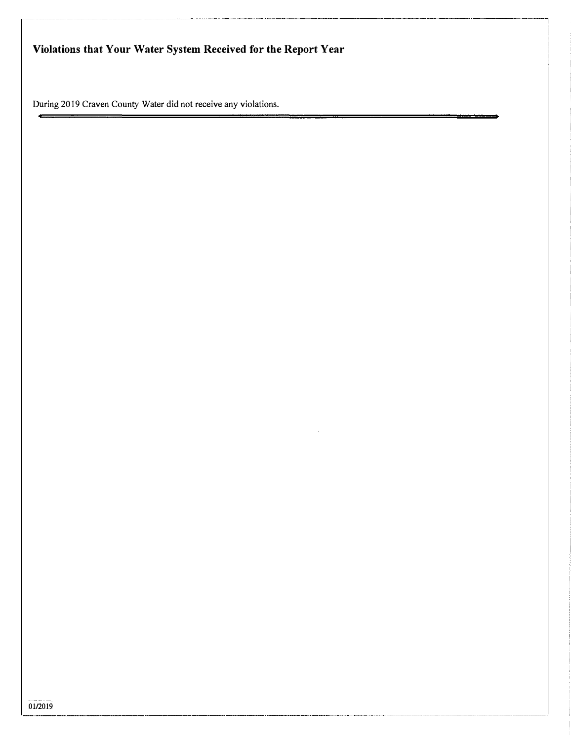## Violations that Your Water System Received for the Report Year

During 2019 Craven County Water did not receive any violations.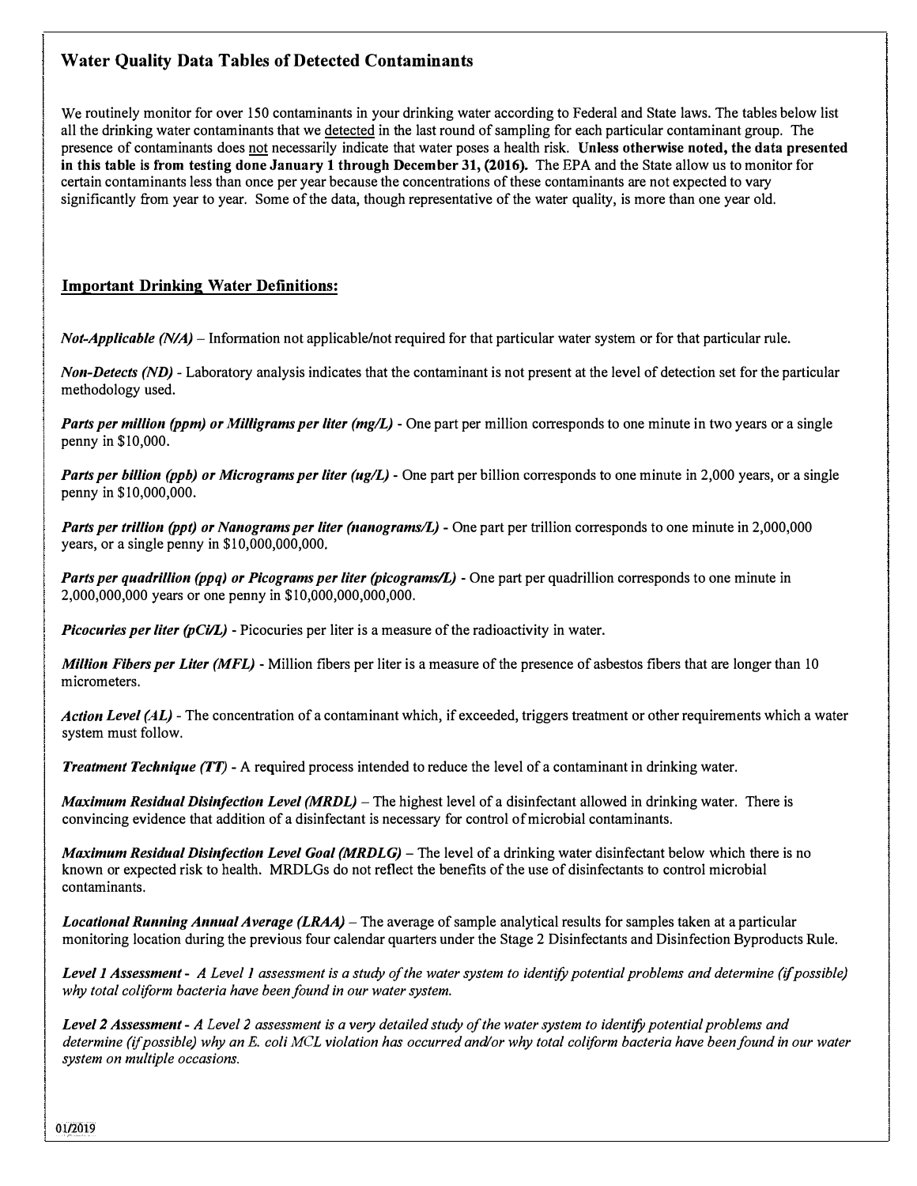## Water Quality Data Tables of Detected Contaminants

We routinely monitor for over 150 contaminants in your drinking water according to Federal and State laws. The tables below list all the drinking water contaminants that we detected in the last round of sampling for each particular contaminant group. The presence of contaminants does not necessarily indicate that water poses a health risk. **Unless otherwise noted, the data presented in this table is from testing done January 1 through December 31, (2016).** The EPA and the State allow us to monitor for certain contaminants less than once per year because the concentrations of these contaminants are not expected to vary significantly from year to year. Some of the data, though representative of the water quality, is more than one year old.

### Important Drinking Water Definitions:

***Not-Applicable (N/A)*** – Information not applicable/not required for that particular water system or for that particular rule.

***Non-Detects (ND)*** - Laboratory analysis indicates that the contaminant is not present at the level of detection set for the particular methodology used.

***Parts per million (ppm) or Milligrams per liter (mg/L)*** - One part per million corresponds to one minute in two years or a single penny in $10,000.

***Parts per billion (ppb) or Micrograms per liter (ug/L)*** - One part per billion corresponds to one minute in 2,000 years, or a single penny in $10,000,000.

***Parts per trillion (ppt) or Nanograms per liter (nanograms/L)*** - One part per trillion corresponds to one minute in 2,000,000 years, or a single penny in $10,000,000,000.

***Parts per quadrillion (ppq) or Picograms per liter (picograms/L)*** - One part per quadrillion corresponds to one minute in 2,000,000,000 years or one penny in $10,000,000,000,000.

***Picocuries per liter (pCi/L)*** - Picocuries per liter is a measure of the radioactivity in water.

***Million Fibers per Liter (MFL)*** - Million fibers per liter is a measure of the presence of asbestos fibers that are longer than 10 micrometers.

***Action Level (AL)*** - The concentration of a contaminant which, if exceeded, triggers treatment or other requirements which a water system must follow.

***Treatment Technique (TT)*** - A required process intended to reduce the level of a contaminant in drinking water.

***Maximum Residual Disinfection Level (MRDL)*** – The highest level of a disinfectant allowed in drinking water. There is convincing evidence that addition of a disinfectant is necessary for control of microbial contaminants.

***Maximum Residual Disinfection Level Goal (MRDLG)*** – The level of a drinking water disinfectant below which there is no known or expected risk to health. MRDLGs do not reflect the benefits of the use of disinfectants to control microbial contaminants.

***Locational Running Annual Average (LRAA)*** – The average of sample analytical results for samples taken at a particular monitoring location during the previous four calendar quarters under the Stage 2 Disinfectants and Disinfection Byproducts Rule.

***Level 1 Assessment*** - *A Level 1 assessment is a study of the water system to identify potential problems and determine (if possible) why total coliform bacteria have been found in our water system.*

***Level 2 Assessment*** - *A Level 2 assessment is a very detailed study of the water system to identify potential problems and determine (if possible) why an E. coli MCL violation has occurred and/or why total coliform bacteria have been found in our water system on multiple occasions.*

01/2019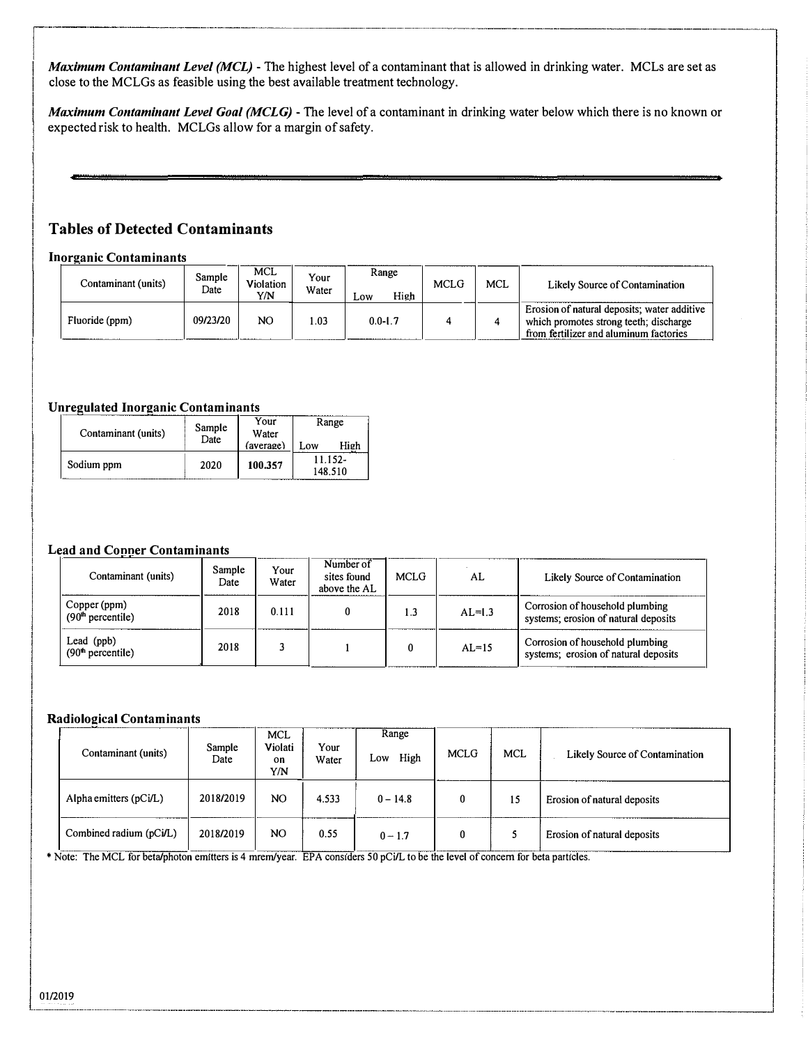***Maximum Contaminant Level (MCL)*** - The highest level of a contaminant that is allowed in drinking water. MCLs are set as close to the MCLGs as feasible using the best available treatment technology.

***Maximum Contaminant Level Goal (MCLG)*** - The level of a contaminant in drinking water below which there is no known or expected risk to health. MCLGs allow for a margin of safety.

---

## Tables of Detected Contaminants

### Inorganic Contaminants

| Contaminant (units) | Sample Date | MCL Violation Y/N | Your Water | Range Low High | MCLG | MCL | Likely Source of Contamination |
|---|---|---|---|---|---|---|---|
| Fluoride (ppm) | 09/23/20 | NO | 1.03 | 0.0-1.7 | 4 | 4 | Erosion of natural deposits; water additive which promotes strong teeth; discharge from fertilizer and aluminum factories |

### Unregulated Inorganic Contaminants

| Contaminant (units) | Sample Date | Your Water (average) | Range Low High |
|---|---|---|---|
| Sodium ppm | 2020 | **100.357** | 11.152-148.510 |

### Lead and Copper Contaminants

| Contaminant (units) | Sample Date | Your Water | Number of sites found above the AL | MCLG | AL | Likely Source of Contamination |
|---|---|---|---|---|---|---|
| Copper (ppm) (90th percentile) | 2018 | 0.111 | 0 | 1.3 | AL=1.3 | Corrosion of household plumbing systems; erosion of natural deposits |
| Lead (ppb) (90th percentile) | 2018 | 3 | 1 | 0 | AL=15 | Corrosion of household plumbing systems; erosion of natural deposits |

### Radiological Contaminants

| Contaminant (units) | Sample Date | MCL Violation Y/N | Your Water | Range Low High | MCLG | MCL | Likely Source of Contamination |
|---|---|---|---|---|---|---|---|
| Alpha emitters (pCi/L) | 2018/2019 | NO | 4.533 | 0 – 14.8 | 0 | 15 | Erosion of natural deposits |
| Combined radium (pCi/L) | 2018/2019 | NO | 0.55 | 0 – 1.7 | 0 | 5 | Erosion of natural deposits |

* Note: The MCL for beta/photon emitters is 4 mrem/year. EPA considers 50 pCi/L to be the level of concern for beta particles.

01/2019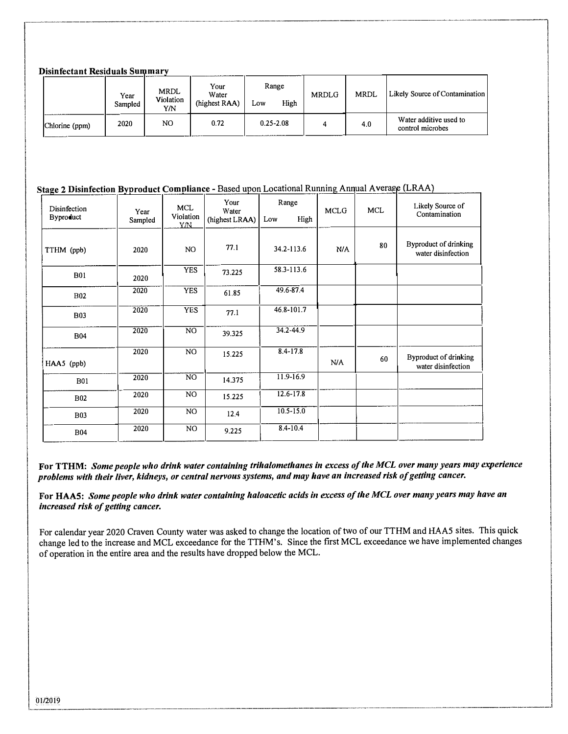**Disinfectant Residuals Summary**

| | Year Sampled | MRDL Violation Y/N | Your Water (highest RAA) | Range Low High | MRDLG | MRDL | Likely Source of Contamination |
|---|---|---|---|---|---|---|---|
| Chlorine (ppm) | 2020 | NO | 0.72 | 0.25-2.08 | 4 | 4.0 | Water additive used to control microbes |

**Stage 2 Disinfection Byproduct Compliance** - Based upon Locational Running Annual Average (LRAA)

| Disinfection Byproduct | Year Sampled | MCL Violation Y/N | Your Water (highest LRAA) | Range Low High | MCLG | MCL | Likely Source of Contamination |
|---|---|---|---|---|---|---|---|
| TTHM (ppb) | 2020 | NO | 77.1 | 34.2-113.6 | N/A | 80 | Byproduct of drinking water disinfection |
| B01 | 2020 | YES | 73.225 | 58.3-113.6 | | | |
| B02 | 2020 | YES | 61.85 | 49.6-87.4 | | | |
| B03 | 2020 | YES | 77.1 | 46.8-101.7 | | | |
| B04 | 2020 | NO | 39.325 | 34.2-44.9 | | | |
| HAA5 (ppb) | 2020 | NO | 15.225 | 8.4-17.8 | N/A | 60 | Byproduct of drinking water disinfection |
| B01 | 2020 | NO | 14.375 | 11.9-16.9 | | | |
| B02 | 2020 | NO | 15.225 | 12.6-17.8 | | | |
| B03 | 2020 | NO | 12.4 | 10.5-15.0 | | | |
| B04 | 2020 | NO | 9.225 | 8.4-10.4 | | | |

**For TTHM:** ***Some people who drink water containing trihalomethanes in excess of the MCL over many years may experience problems with their liver, kidneys, or central nervous systems, and may have an increased risk of getting cancer.***

**For HAA5:** ***Some people who drink water containing haloacetic acids in excess of the MCL over many years may have an increased risk of getting cancer.***

For calendar year 2020 Craven County water was asked to change the location of two of our TTHM and HAA5 sites. This quick change led to the increase and MCL exceedance for the TTHM's. Since the first MCL exceedance we have implemented changes of operation in the entire area and the results have dropped below the MCL.